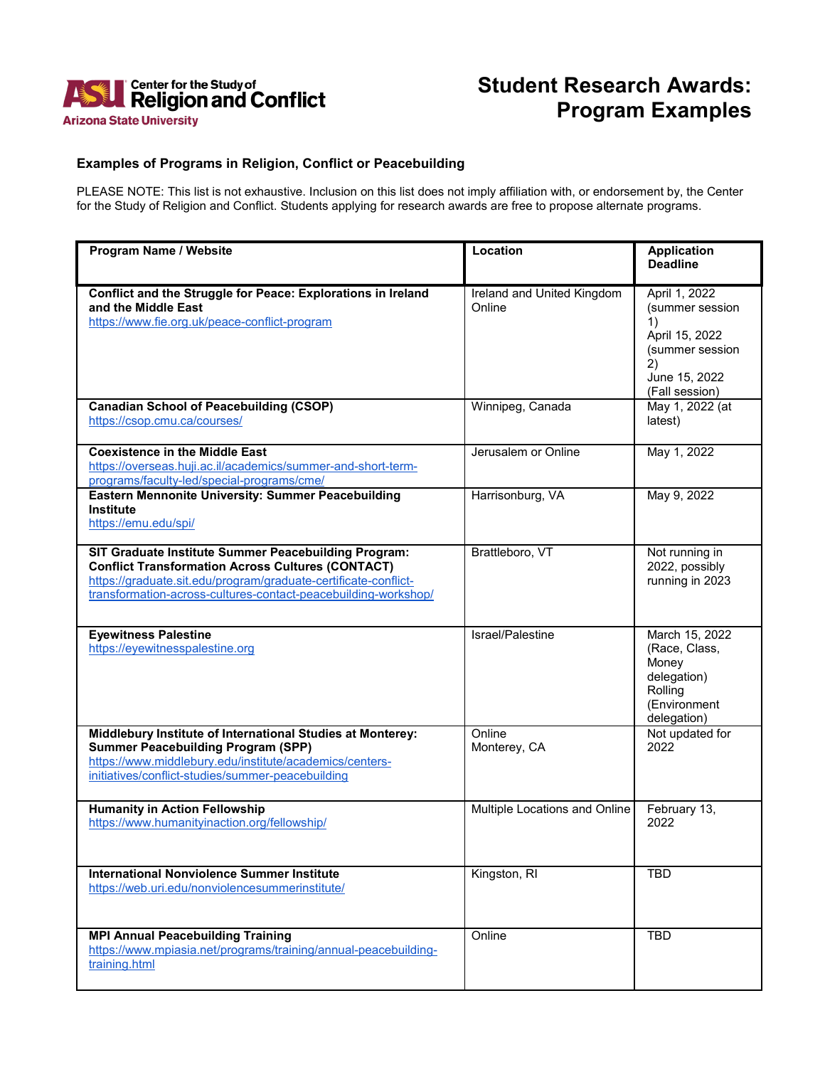# Student Research Awards: Program Examples

## Examples of Programs in Religion, Conflict or Peacebuilding

PLEASE NOTE: This list is not exhaustive. Inclusion on this list does not imply affiliation with, or endorsement by, the Center for the Study of Religion and Conflict. Students applying for research awards are free to propose alternate programs.

| Program Name / Website | Location | Application Deadline |
|---|---|---|
| **Conflict and the Struggle for Peace: Explorations in Ireland and the Middle East** https://www.fie.org.uk/peace-conflict-program | Ireland and United Kingdom Online | April 1, 2022 (summer session 1) April 15, 2022 (summer session 2) June 15, 2022 (Fall session) |
| **Canadian School of Peacebuilding (CSOP)** https://csop.cmu.ca/courses/ | Winnipeg, Canada | May 1, 2022 (at latest) |
| **Coexistence in the Middle East** https://overseas.huji.ac.il/academics/summer-and-short-term-programs/faculty-led/special-programs/cme/ | Jerusalem or Online | May 1, 2022 |
| **Eastern Mennonite University: Summer Peacebuilding Institute** https://emu.edu/spi/ | Harrisonburg, VA | May 9, 2022 |
| **SIT Graduate Institute Summer Peacebuilding Program: Conflict Transformation Across Cultures (CONTACT)** https://graduate.sit.edu/program/graduate-certificate-conflict-transformation-across-cultures-contact-peacebuilding-workshop/ | Brattleboro, VT | Not running in 2022, possibly running in 2023 |
| **Eyewitness Palestine** https://eyewitnesspalestine.org | Israel/Palestine | March 15, 2022 (Race, Class, Money delegation) Rolling (Environment delegation) |
| **Middlebury Institute of International Studies at Monterey: Summer Peacebuilding Program (SPP)** https://www.middlebury.edu/institute/academics/centers-initiatives/conflict-studies/summer-peacebuilding | Online Monterey, CA | Not updated for 2022 |
| **Humanity in Action Fellowship** https://www.humanityinaction.org/fellowship/ | Multiple Locations and Online | February 13, 2022 |
| **International Nonviolence Summer Institute** https://web.uri.edu/nonviolencesummerinstitute/ | Kingston, RI | TBD |
| **MPI Annual Peacebuilding Training** https://www.mpiasia.net/programs/training/annual-peacebuilding-training.html | Online | TBD |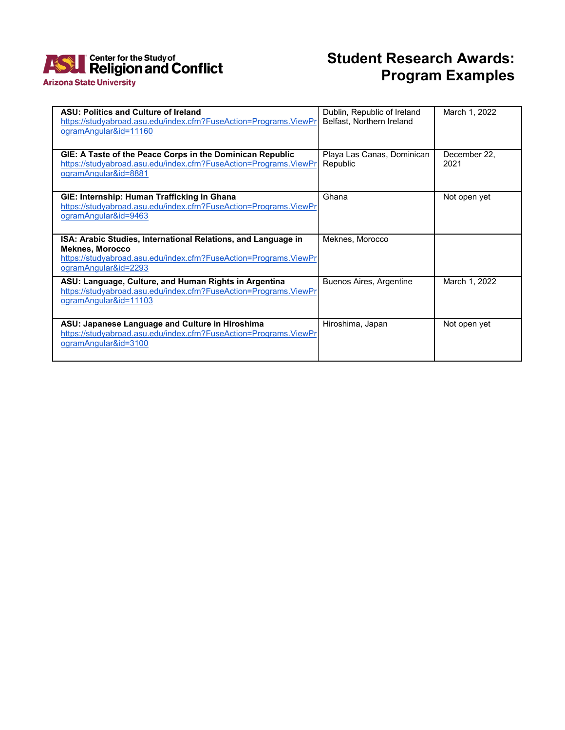# Student Research Awards: Program Examples

| | | |
|---|---|---|
| **ASU: Politics and Culture of Ireland** https://studyabroad.asu.edu/index.cfm?FuseAction=Programs.ViewProgramAngular&id=11160 | Dublin, Republic of Ireland Belfast, Northern Ireland | March 1, 2022 |
| **GIE: A Taste of the Peace Corps in the Dominican Republic** https://studyabroad.asu.edu/index.cfm?FuseAction=Programs.ViewProgramAngular&id=8881 | Playa Las Canas, Dominican Republic | December 22, 2021 |
| **GIE: Internship: Human Trafficking in Ghana** https://studyabroad.asu.edu/index.cfm?FuseAction=Programs.ViewProgramAngular&id=9463 | Ghana | Not open yet |
| **ISA: Arabic Studies, International Relations, and Language in Meknes, Morocco** https://studyabroad.asu.edu/index.cfm?FuseAction=Programs.ViewProgramAngular&id=2293 | Meknes, Morocco | |
| **ASU: Language, Culture, and Human Rights in Argentina** https://studyabroad.asu.edu/index.cfm?FuseAction=Programs.ViewProgramAngular&id=11103 | Buenos Aires, Argentine | March 1, 2022 |
| **ASU: Japanese Language and Culture in Hiroshima** https://studyabroad.asu.edu/index.cfm?FuseAction=Programs.ViewProgramAngular&id=3100 | Hiroshima, Japan | Not open yet |